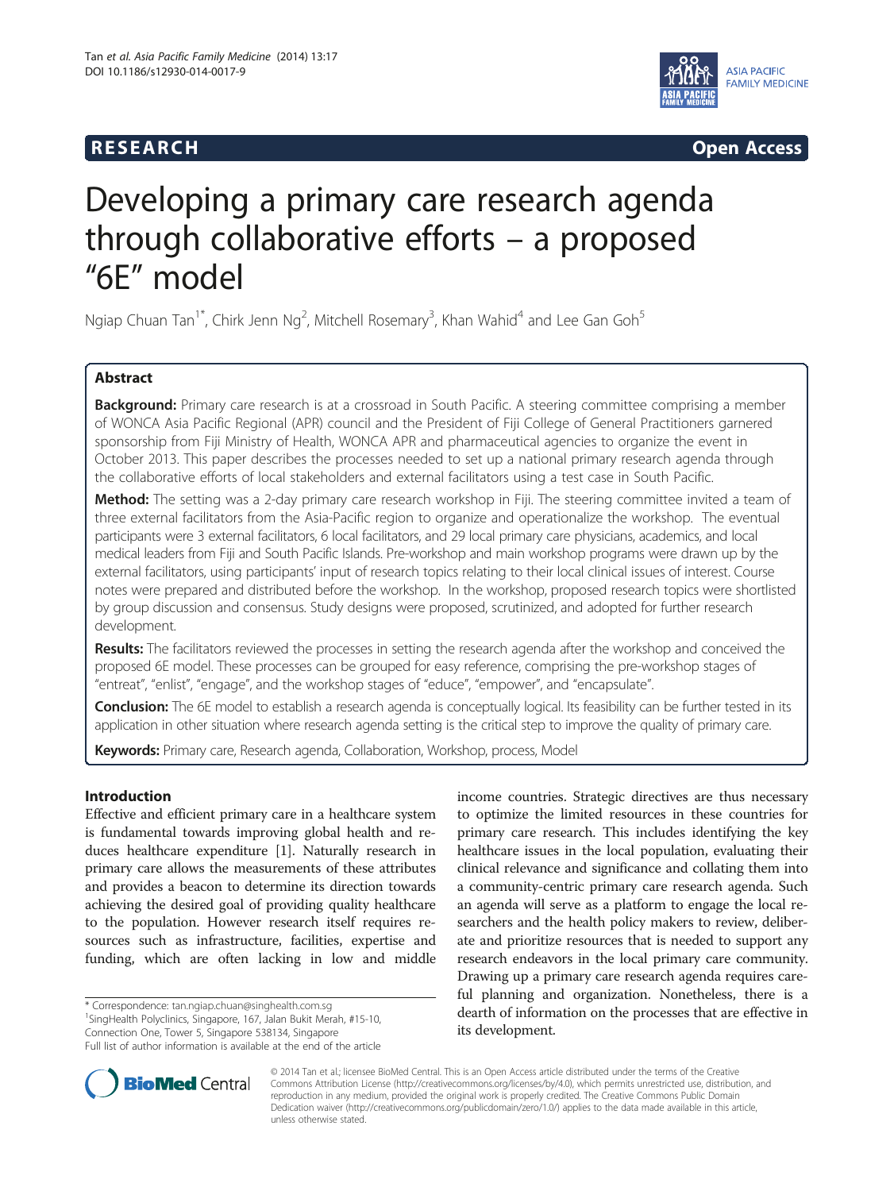**RESEARCH** **Open Access**

# Developing a primary care research agenda through collaborative efforts – a proposed "6E" model

Ngiap Chuan Tan[1*], Chirk Jenn Ng[2], Mitchell Rosemary[3], Khan Wahid[4] and Lee Gan Goh[5]

## Abstract

**Background:** Primary care research is at a crossroad in South Pacific. A steering committee comprising a member of WONCA Asia Pacific Regional (APR) council and the President of Fiji College of General Practitioners garnered sponsorship from Fiji Ministry of Health, WONCA APR and pharmaceutical agencies to organize the event in October 2013. This paper describes the processes needed to set up a national primary research agenda through the collaborative efforts of local stakeholders and external facilitators using a test case in South Pacific.

**Method:** The setting was a 2-day primary care research workshop in Fiji. The steering committee invited a team of three external facilitators from the Asia-Pacific region to organize and operationalize the workshop. The eventual participants were 3 external facilitators, 6 local facilitators, and 29 local primary care physicians, academics, and local medical leaders from Fiji and South Pacific Islands. Pre-workshop and main workshop programs were drawn up by the external facilitators, using participants' input of research topics relating to their local clinical issues of interest. Course notes were prepared and distributed before the workshop. In the workshop, proposed research topics were shortlisted by group discussion and consensus. Study designs were proposed, scrutinized, and adopted for further research development.

**Results:** The facilitators reviewed the processes in setting the research agenda after the workshop and conceived the proposed 6E model. These processes can be grouped for easy reference, comprising the pre-workshop stages of "entreat", "enlist", "engage", and the workshop stages of "educe", "empower", and "encapsulate".

**Conclusion:** The 6E model to establish a research agenda is conceptually logical. Its feasibility can be further tested in its application in other situation where research agenda setting is the critical step to improve the quality of primary care.

**Keywords:** Primary care, Research agenda, Collaboration, Workshop, process, Model

## Introduction

Effective and efficient primary care in a healthcare system is fundamental towards improving global health and reduces healthcare expenditure [1]. Naturally research in primary care allows the measurements of these attributes and provides a beacon to determine its direction towards achieving the desired goal of providing quality healthcare to the population. However research itself requires resources such as infrastructure, facilities, expertise and funding, which are often lacking in low and middle income countries. Strategic directives are thus necessary to optimize the limited resources in these countries for primary care research. This includes identifying the key healthcare issues in the local population, evaluating their clinical relevance and significance and collating them into a community-centric primary care research agenda. Such an agenda will serve as a platform to engage the local researchers and the health policy makers to review, deliberate and prioritize resources that is needed to support any research endeavors in the local primary care community. Drawing up a primary care research agenda requires careful planning and organization. Nonetheless, there is a dearth of information on the processes that are effective in its development.

\* Correspondence: tan.ngiap.chuan@singhealth.com.sg
[1]SingHealth Polyclinics, Singapore, 167, Jalan Bukit Merah, #15-10, Connection One, Tower 5, Singapore 538134, Singapore
Full list of author information is available at the end of the article

© 2014 Tan et al.; licensee BioMed Central. This is an Open Access article distributed under the terms of the Creative Commons Attribution License (http://creativecommons.org/licenses/by/4.0), which permits unrestricted use, distribution, and reproduction in any medium, provided the original work is properly credited. The Creative Commons Public Domain Dedication waiver (http://creativecommons.org/publicdomain/zero/1.0/) applies to the data made available in this article, unless otherwise stated.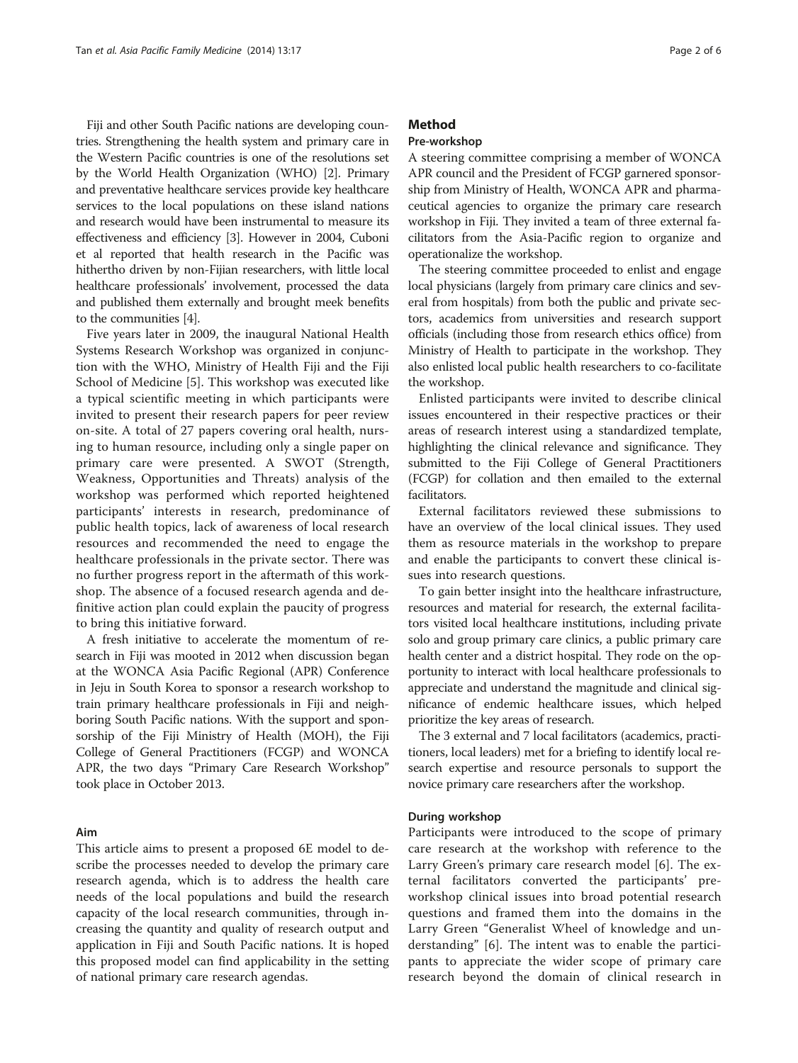Fiji and other South Pacific nations are developing countries. Strengthening the health system and primary care in the Western Pacific countries is one of the resolutions set by the World Health Organization (WHO) [2]. Primary and preventative healthcare services provide key healthcare services to the local populations on these island nations and research would have been instrumental to measure its effectiveness and efficiency [3]. However in 2004, Cuboni et al reported that health research in the Pacific was hithertho driven by non-Fijian researchers, with little local healthcare professionals' involvement, processed the data and published them externally and brought meek benefits to the communities [4].

Five years later in 2009, the inaugural National Health Systems Research Workshop was organized in conjunction with the WHO, Ministry of Health Fiji and the Fiji School of Medicine [5]. This workshop was executed like a typical scientific meeting in which participants were invited to present their research papers for peer review on-site. A total of 27 papers covering oral health, nursing to human resource, including only a single paper on primary care were presented. A SWOT (Strength, Weakness, Opportunities and Threats) analysis of the workshop was performed which reported heightened participants' interests in research, predominance of public health topics, lack of awareness of local research resources and recommended the need to engage the healthcare professionals in the private sector. There was no further progress report in the aftermath of this workshop. The absence of a focused research agenda and definitive action plan could explain the paucity of progress to bring this initiative forward.

A fresh initiative to accelerate the momentum of research in Fiji was mooted in 2012 when discussion began at the WONCA Asia Pacific Regional (APR) Conference in Jeju in South Korea to sponsor a research workshop to train primary healthcare professionals in Fiji and neighboring South Pacific nations. With the support and sponsorship of the Fiji Ministry of Health (MOH), the Fiji College of General Practitioners (FCGP) and WONCA APR, the two days "Primary Care Research Workshop" took place in October 2013.

## Aim

This article aims to present a proposed 6E model to describe the processes needed to develop the primary care research agenda, which is to address the health care needs of the local populations and build the research capacity of the local research communities, through increasing the quantity and quality of research output and application in Fiji and South Pacific nations. It is hoped this proposed model can find applicability in the setting of national primary care research agendas.

## Method

### Pre-workshop

A steering committee comprising a member of WONCA APR council and the President of FCGP garnered sponsorship from Ministry of Health, WONCA APR and pharmaceutical agencies to organize the primary care research workshop in Fiji. They invited a team of three external facilitators from the Asia-Pacific region to organize and operationalize the workshop.

The steering committee proceeded to enlist and engage local physicians (largely from primary care clinics and several from hospitals) from both the public and private sectors, academics from universities and research support officials (including those from research ethics office) from Ministry of Health to participate in the workshop. They also enlisted local public health researchers to co-facilitate the workshop.

Enlisted participants were invited to describe clinical issues encountered in their respective practices or their areas of research interest using a standardized template, highlighting the clinical relevance and significance. They submitted to the Fiji College of General Practitioners (FCGP) for collation and then emailed to the external facilitators.

External facilitators reviewed these submissions to have an overview of the local clinical issues. They used them as resource materials in the workshop to prepare and enable the participants to convert these clinical issues into research questions.

To gain better insight into the healthcare infrastructure, resources and material for research, the external facilitators visited local healthcare institutions, including private solo and group primary care clinics, a public primary care health center and a district hospital. They rode on the opportunity to interact with local healthcare professionals to appreciate and understand the magnitude and clinical significance of endemic healthcare issues, which helped prioritize the key areas of research.

The 3 external and 7 local facilitators (academics, practitioners, local leaders) met for a briefing to identify local research expertise and resource personals to support the novice primary care researchers after the workshop.

### During workshop

Participants were introduced to the scope of primary care research at the workshop with reference to the Larry Green's primary care research model [6]. The external facilitators converted the participants' pre-workshop clinical issues into broad potential research questions and framed them into the domains in the Larry Green "Generalist Wheel of knowledge and understanding" [6]. The intent was to enable the participants to appreciate the wider scope of primary care research beyond the domain of clinical research in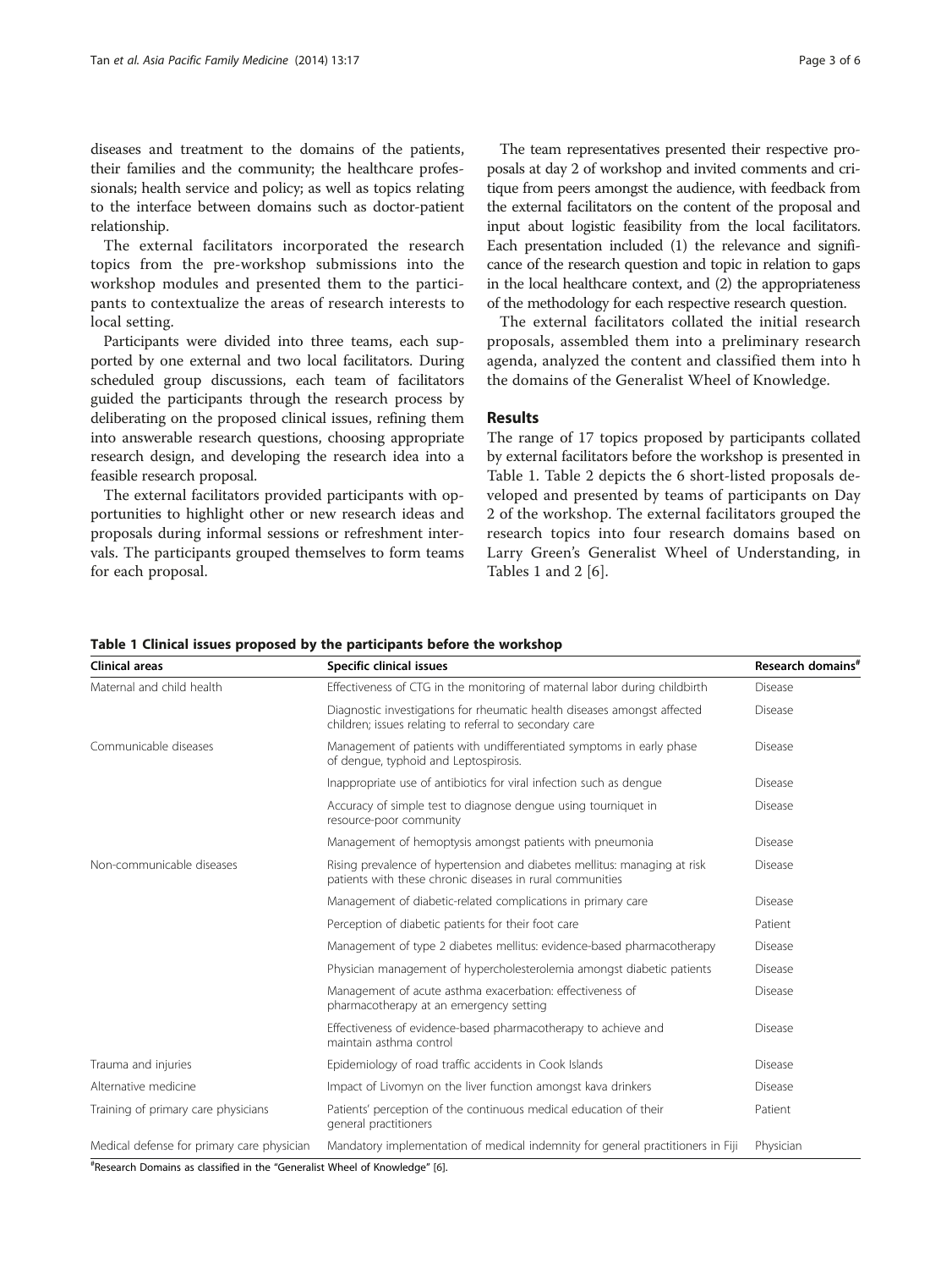diseases and treatment to the domains of the patients, their families and the community; the healthcare professionals; health service and policy; as well as topics relating to the interface between domains such as doctor-patient relationship.

The external facilitators incorporated the research topics from the pre-workshop submissions into the workshop modules and presented them to the participants to contextualize the areas of research interests to local setting.

Participants were divided into three teams, each supported by one external and two local facilitators. During scheduled group discussions, each team of facilitators guided the participants through the research process by deliberating on the proposed clinical issues, refining them into answerable research questions, choosing appropriate research design, and developing the research idea into a feasible research proposal.

The external facilitators provided participants with opportunities to highlight other or new research ideas and proposals during informal sessions or refreshment intervals. The participants grouped themselves to form teams for each proposal.

The team representatives presented their respective proposals at day 2 of workshop and invited comments and critique from peers amongst the audience, with feedback from the external facilitators on the content of the proposal and input about logistic feasibility from the local facilitators. Each presentation included (1) the relevance and significance of the research question and topic in relation to gaps in the local healthcare context, and (2) the appropriateness of the methodology for each respective research question.

The external facilitators collated the initial research proposals, assembled them into a preliminary research agenda, analyzed the content and classified them into h the domains of the Generalist Wheel of Knowledge.

## Results

The range of 17 topics proposed by participants collated by external facilitators before the workshop is presented in Table 1. Table 2 depicts the 6 short-listed proposals developed and presented by teams of participants on Day 2 of the workshop. The external facilitators grouped the research topics into four research domains based on Larry Green's Generalist Wheel of Understanding, in Tables 1 and 2 [6].

**Table 1 Clinical issues proposed by the participants before the workshop**

| Clinical areas | Specific clinical issues | Research domains[#] |
|---|---|---|
| Maternal and child health | Effectiveness of CTG in the monitoring of maternal labor during childbirth | Disease |
| | Diagnostic investigations for rheumatic health diseases amongst affected children; issues relating to referral to secondary care | Disease |
| Communicable diseases | Management of patients with undifferentiated symptoms in early phase of dengue, typhoid and Leptospirosis. | Disease |
| | Inappropriate use of antibiotics for viral infection such as dengue | Disease |
| | Accuracy of simple test to diagnose dengue using tourniquet in resource-poor community | Disease |
| | Management of hemoptysis amongst patients with pneumonia | Disease |
| Non-communicable diseases | Rising prevalence of hypertension and diabetes mellitus: managing at risk patients with these chronic diseases in rural communities | Disease |
| | Management of diabetic-related complications in primary care | Disease |
| | Perception of diabetic patients for their foot care | Patient |
| | Management of type 2 diabetes mellitus: evidence-based pharmacotherapy | Disease |
| | Physician management of hypercholesterolemia amongst diabetic patients | Disease |
| | Management of acute asthma exacerbation: effectiveness of pharmacotherapy at an emergency setting | Disease |
| | Effectiveness of evidence-based pharmacotherapy to achieve and maintain asthma control | Disease |
| Trauma and injuries | Epidemiology of road traffic accidents in Cook Islands | Disease |
| Alternative medicine | Impact of Livomyn on the liver function amongst kava drinkers | Disease |
| Training of primary care physicians | Patients' perception of the continuous medical education of their general practitioners | Patient |
| Medical defense for primary care physician | Mandatory implementation of medical indemnity for general practitioners in Fiji | Physician |

[#]Research Domains as classified in the "Generalist Wheel of Knowledge" [6].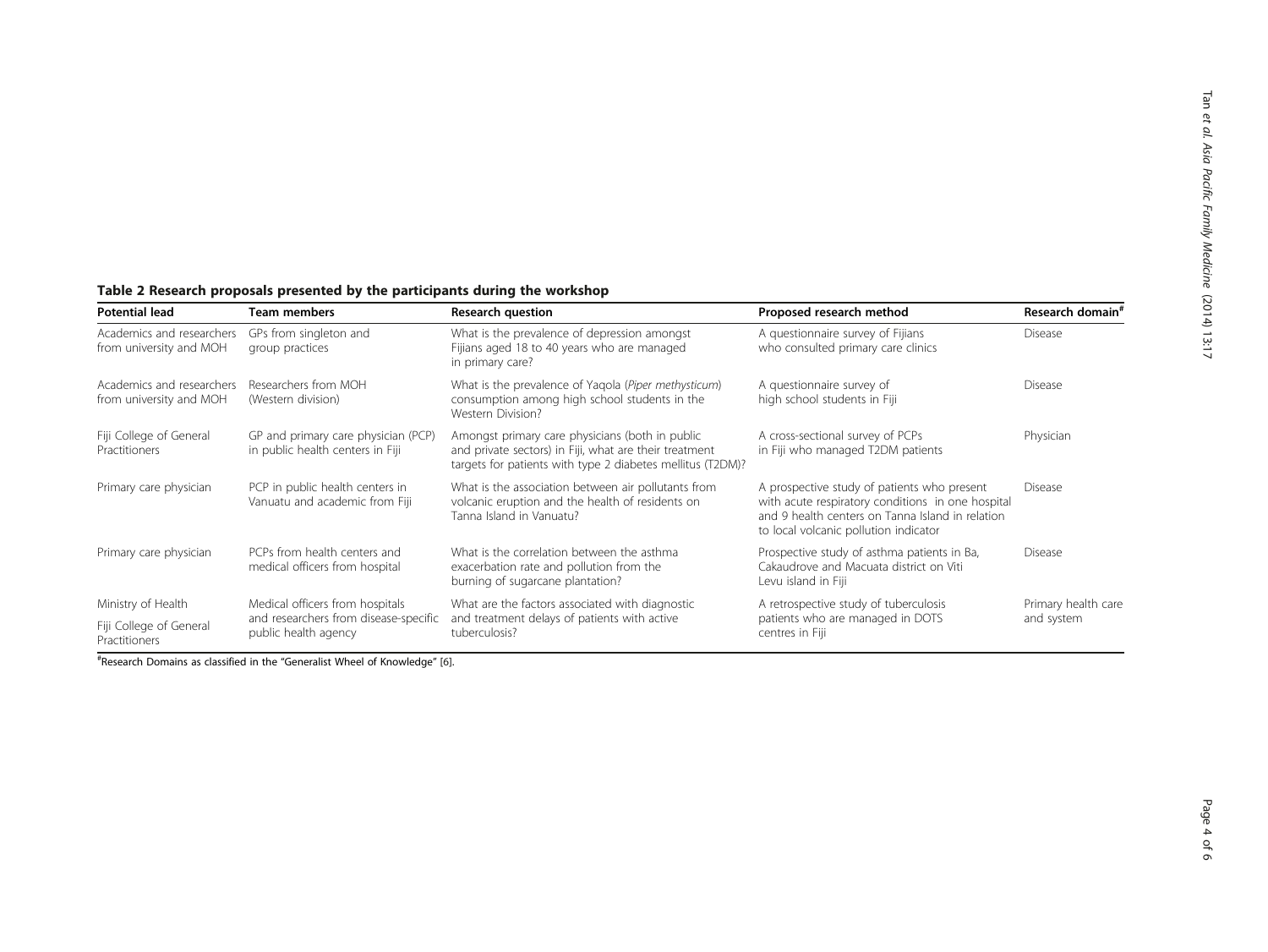**Table 2 Research proposals presented by the participants during the workshop**

| Potential lead | Team members | Research question | Proposed research method | Research domain[#] |
|---|---|---|---|---|
| Academics and researchers from university and MOH | GPs from singleton and group practices | What is the prevalence of depression amongst Fijians aged 18 to 40 years who are managed in primary care? | A questionnaire survey of Fijians who consulted primary care clinics | Disease |
| Academics and researchers from university and MOH | Researchers from MOH (Western division) | What is the prevalence of Yaqola (*Piper methysticum*) consumption among high school students in the Western Division? | A questionnaire survey of high school students in Fiji | Disease |
| Fiji College of General Practitioners | GP and primary care physician (PCP) in public health centers in Fiji | Amongst primary care physicians (both in public and private sectors) in Fiji, what are their treatment targets for patients with type 2 diabetes mellitus (T2DM)? | A cross-sectional survey of PCPs in Fiji who managed T2DM patients | Physician |
| Primary care physician | PCP in public health centers in Vanuatu and academic from Fiji | What is the association between air pollutants from volcanic eruption and the health of residents on Tanna Island in Vanuatu? | A prospective study of patients who present with acute respiratory conditions in one hospital and 9 health centers on Tanna Island in relation to local volcanic pollution indicator | Disease |
| Primary care physician | PCPs from health centers and medical officers from hospital | What is the correlation between the asthma exacerbation rate and pollution from the burning of sugarcane plantation? | Prospective study of asthma patients in Ba, Cakaudrove and Macuata district on Viti Levu island in Fiji | Disease |
| Ministry of Health<br>Fiji College of General Practitioners | Medical officers from hospitals and researchers from disease-specific public health agency | What are the factors associated with diagnostic and treatment delays of patients with active tuberculosis? | A retrospective study of tuberculosis patients who are managed in DOTS centres in Fiji | Primary health care and system |

[#]Research Domains as classified in the "Generalist Wheel of Knowledge" [6].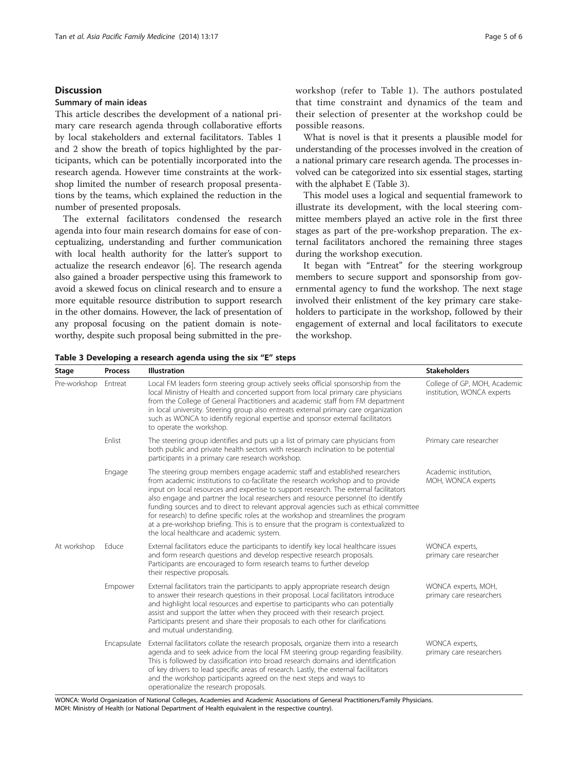## Discussion

### Summary of main ideas

This article describes the development of a national primary care research agenda through collaborative efforts by local stakeholders and external facilitators. Tables 1 and 2 show the breath of topics highlighted by the participants, which can be potentially incorporated into the research agenda. However time constraints at the workshop limited the number of research proposal presentations by the teams, which explained the reduction in the number of presented proposals.

The external facilitators condensed the research agenda into four main research domains for ease of conceptualizing, understanding and further communication with local health authority for the latter's support to actualize the research endeavor [6]. The research agenda also gained a broader perspective using this framework to avoid a skewed focus on clinical research and to ensure a more equitable resource distribution to support research in the other domains. However, the lack of presentation of any proposal focusing on the patient domain is noteworthy, despite such proposal being submitted in the pre-workshop (refer to Table 1). The authors postulated that time constraint and dynamics of the team and their selection of presenter at the workshop could be possible reasons.

What is novel is that it presents a plausible model for understanding of the processes involved in the creation of a national primary care research agenda. The processes involved can be categorized into six essential stages, starting with the alphabet E (Table 3).

This model uses a logical and sequential framework to illustrate its development, with the local steering committee members played an active role in the first three stages as part of the pre-workshop preparation. The external facilitators anchored the remaining three stages during the workshop execution.

It began with "Entreat" for the steering workgroup members to secure support and sponsorship from governmental agency to fund the workshop. The next stage involved their enlistment of the key primary care stakeholders to participate in the workshop, followed by their engagement of external and local facilitators to execute the workshop.

**Table 3 Developing a research agenda using the six "E" steps**

| Stage | Process | Illustration | Stakeholders |
|---|---|---|---|
| Pre-workshop | Entreat | Local FM leaders form steering group actively seeks official sponsorship from the local Ministry of Health and concerted support from local primary care physicians from the College of General Practitioners and academic staff from FM department in local university. Steering group also entreats external primary care organization such as WONCA to identify regional expertise and sponsor external facilitators to operate the workshop. | College of GP, MOH, Academic institution, WONCA experts |
| | Enlist | The steering group identifies and puts up a list of primary care physicians from both public and private health sectors with research inclination to be potential participants in a primary care research workshop. | Primary care researcher |
| | Engage | The steering group members engage academic staff and established researchers from academic institutions to co-facilitate the research workshop and to provide input on local resources and expertise to support research. The external facilitators also engage and partner the local researchers and resource personnel (to identify funding sources and to direct to relevant approval agencies such as ethical committee for research) to define specific roles at the workshop and streamlines the program at a pre-workshop briefing. This is to ensure that the program is contextualized to the local healthcare and academic system. | Academic institution, MOH, WONCA experts |
| At workshop | Educe | External facilitators educe the participants to identify key local healthcare issues and form research questions and develop respective research proposals. Participants are encouraged to form research teams to further develop their respective proposals. | WONCA experts, primary care researcher |
| | Empower | External facilitators train the participants to apply appropriate research design to answer their research questions in their proposal. Local facilitators introduce and highlight local resources and expertise to participants who can potentially assist and support the latter when they proceed with their research project. Participants present and share their proposals to each other for clarifications and mutual understanding. | WONCA experts, MOH, primary care researchers |
| | Encapsulate | External facilitators collate the research proposals, organize them into a research agenda and to seek advice from the local FM steering group regarding feasibility. This is followed by classification into broad research domains and identification of key drivers to lead specific areas of research. Lastly, the external facilitators and the workshop participants agreed on the next steps and ways to operationalize the research proposals. | WONCA experts, primary care researchers |

WONCA: World Organization of National Colleges, Academies and Academic Associations of General Practitioners/Family Physicians.
MOH: Ministry of Health (or National Department of Health equivalent in the respective country).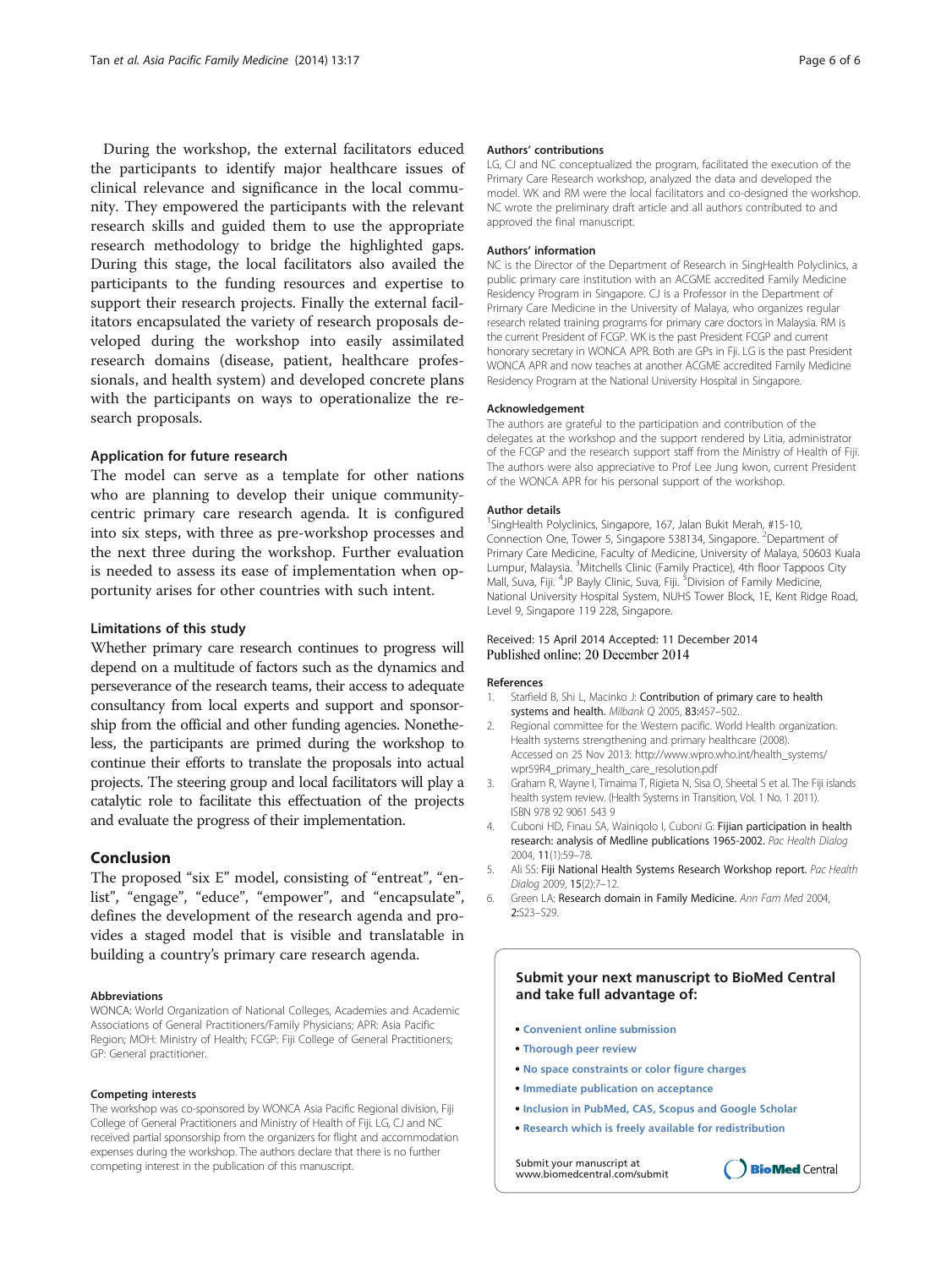During the workshop, the external facilitators educed the participants to identify major healthcare issues of clinical relevance and significance in the local community. They empowered the participants with the relevant research skills and guided them to use the appropriate research methodology to bridge the highlighted gaps. During this stage, the local facilitators also availed the participants to the funding resources and expertise to support their research projects. Finally the external facilitators encapsulated the variety of research proposals developed during the workshop into easily assimilated research domains (disease, patient, healthcare professionals, and health system) and developed concrete plans with the participants on ways to operationalize the research proposals.

### Application for future research

The model can serve as a template for other nations who are planning to develop their unique community-centric primary care research agenda. It is configured into six steps, with three as pre-workshop processes and the next three during the workshop. Further evaluation is needed to assess its ease of implementation when opportunity arises for other countries with such intent.

### Limitations of this study

Whether primary care research continues to progress will depend on a multitude of factors such as the dynamics and perseverance of the research teams, their access to adequate consultancy from local experts and support and sponsorship from the official and other funding agencies. Nonetheless, the participants are primed during the workshop to continue their efforts to translate the proposals into actual projects. The steering group and local facilitators will play a catalytic role to facilitate this effectuation of the projects and evaluate the progress of their implementation.

## Conclusion

The proposed "six E" model, consisting of "entreat", "enlist", "engage", "educe", "empower", and "encapsulate", defines the development of the research agenda and provides a staged model that is visible and translatable in building a country's primary care research agenda.

#### Abbreviations

WONCA: World Organization of National Colleges, Academies and Academic Associations of General Practitioners/Family Physicians; APR: Asia Pacific Region; MOH: Ministry of Health; FCGP: Fiji College of General Practitioners; GP: General practitioner.

#### Competing interests

The workshop was co-sponsored by WONCA Asia Pacific Regional division, Fiji College of General Practitioners and Ministry of Health of Fiji. LG, CJ and NC received partial sponsorship from the organizers for flight and accommodation expenses during the workshop. The authors declare that there is no further competing interest in the publication of this manuscript.

#### Authors' contributions

LG, CJ and NC conceptualized the program, facilitated the execution of the Primary Care Research workshop, analyzed the data and developed the model. WK and RM were the local facilitators and co-designed the workshop. NC wrote the preliminary draft article and all authors contributed to and approved the final manuscript.

#### Authors' information

NC is the Director of the Department of Research in SingHealth Polyclinics, a public primary care institution with an ACGME accredited Family Medicine Residency Program in Singapore. CJ is a Professor in the Department of Primary Care Medicine in the University of Malaya, who organizes regular research related training programs for primary care doctors in Malaysia. RM is the current President of FCGP. WK is the past President FCGP and current honorary secretary in WONCA APR. Both are GPs in Fiji. LG is the past President WONCA APR and now teaches at another ACGME accredited Family Medicine Residency Program at the National University Hospital in Singapore.

#### Acknowledgement

The authors are grateful to the participation and contribution of the delegates at the workshop and the support rendered by Litia, administrator of the FCGP and the research support staff from the Ministry of Health of Fiji. The authors were also appreciative to Prof Lee Jung kwon, current President of the WONCA APR for his personal support of the workshop.

#### Author details

[1]SingHealth Polyclinics, Singapore, 167, Jalan Bukit Merah, #15-10, Connection One, Tower 5, Singapore 538134, Singapore. [2]Department of Primary Care Medicine, Faculty of Medicine, University of Malaya, 50603 Kuala Lumpur, Malaysia. [3]Mitchells Clinic (Family Practice), 4th floor Tappoos City Mall, Suva, Fiji. [4]JP Bayly Clinic, Suva, Fiji. [5]Division of Family Medicine, National University Hospital System, NUHS Tower Block, 1E, Kent Ridge Road, Level 9, Singapore 119 228, Singapore.

Received: 15 April 2014 Accepted: 11 December 2014
Published online: 20 December 2014

#### References

1. Starfield B, Shi L, Macinko J: **Contribution of primary care to health systems and health.** *Milbank Q* 2005, **83:**457–502.
2. Regional committee for the Western pacific. World Health organization. Health systems strengthening and primary healthcare (2008). Accessed on 25 Nov 2013: http://www.wpro.who.int/health_systems/wpr59R4_primary_health_care_resolution.pdf
3. Graham R, Wayne I, Timaima T, Rigieta N, Sisa O, Sheetal S et al. The Fiji islands health system review. (Health Systems in Transition, Vol. 1 No. 1 2011). ISBN 978 92 9061 543 9
4. Cuboni HD, Finau SA, Wainiqolo I, Cuboni G: **Fijian participation in health research: analysis of Medline publications 1965-2002.** *Pac Health Dialog* 2004, **11**(1):59–78.
5. Ali SS: **Fiji National Health Systems Research Workshop report.** *Pac Health Dialog* 2009, **15**(2):7–12.
6. Green LA: **Research domain in Family Medicine.** *Ann Fam Med* 2004, **2:**S23–S29.

**Submit your next manuscript to BioMed Central and take full advantage of:**

- Convenient online submission
- Thorough peer review
- No space constraints or color figure charges
- Immediate publication on acceptance
- Inclusion in PubMed, CAS, Scopus and Google Scholar
- Research which is freely available for redistribution

Submit your manuscript at www.biomedcentral.com/submit